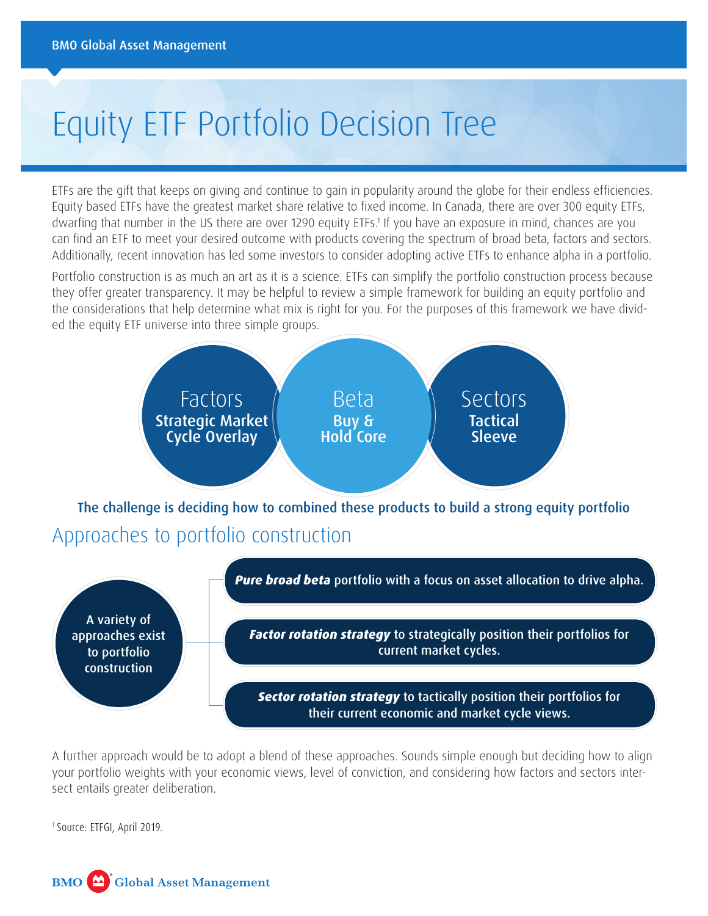BMO Global Asset Management

# Equity ETF Portfolio Decision Tree

ETFs are the gift that keeps on giving and continue to gain in popularity around the globe for their endless efficiencies. Equity based ETFs have the greatest market share relative to fixed income. In Canada, there are over 300 equity ETFs, dwarfing that number in the US there are over 1290 equity ETFs.[1] If you have an exposure in mind, chances are you can find an ETF to meet your desired outcome with products covering the spectrum of broad beta, factors and sectors. Additionally, recent innovation has led some investors to consider adopting active ETFs to enhance alpha in a portfolio.

Portfolio construction is as much an art as it is a science. ETFs can simplify the portfolio construction process because they offer greater transparency. It may be helpful to review a simple framework for building an equity portfolio and the considerations that help determine what mix is right for you. For the purposes of this framework we have divided the equity ETF universe into three simple groups.

- **Factors** — Strategic Market Cycle Overlay
- **Beta** — Buy & Hold Core
- **Sectors** — Tactical Sleeve

**The challenge is deciding how to combined these products to build a strong equity portfolio**

## Approaches to portfolio construction

A variety of approaches exist to portfolio construction:

- ***Pure broad beta*** portfolio with a focus on asset allocation to drive alpha.
- ***Factor rotation strategy*** to strategically position their portfolios for current market cycles.
- ***Sector rotation strategy*** to tactically position their portfolios for their current economic and market cycle views.

A further approach would be to adopt a blend of these approaches. Sounds simple enough but deciding how to align your portfolio weights with your economic views, level of conviction, and considering how factors and sectors intersect entails greater deliberation.

[1] Source: ETFGI, April 2019.

BMO Global Asset Management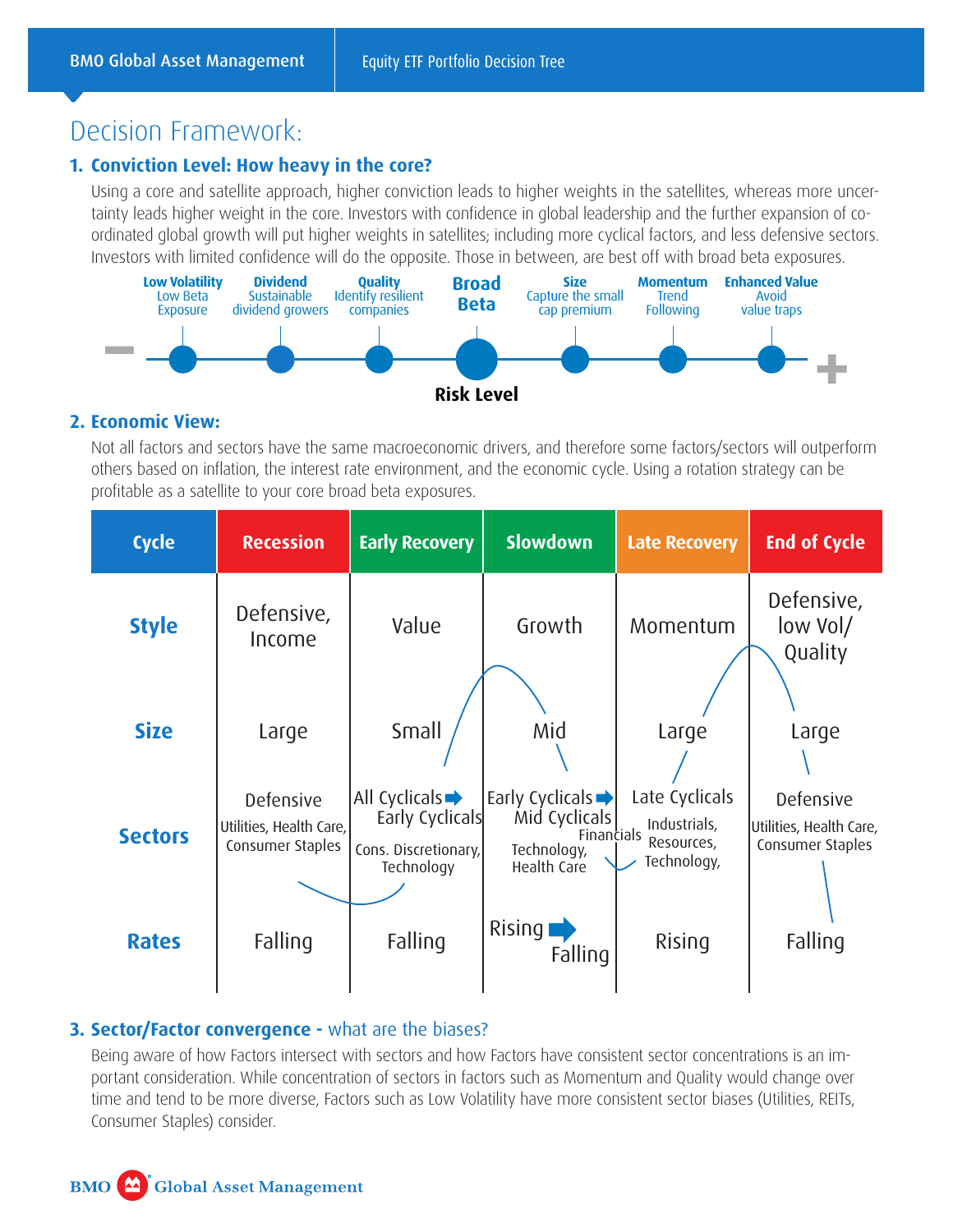## Decision Framework:

### 1. Conviction Level: How heavy in the core?

Using a core and satellite approach, higher conviction leads to higher weights in the satellites, whereas more uncertainty leads higher weight in the core. Investors with confidence in global leadership and the further expansion of coordinated global growth will put higher weights in satellites; including more cyclical factors, and less defensive sectors. Investors with limited confidence will do the opposite. Those in between, are best off with broad beta exposures.

| − | Low Volatility | Dividend | Quality | Broad Beta | Size | Momentum | Enhanced Value | + |
|---|---|---|---|---|---|---|---|---|
| | Low Beta Exposure | Sustainable dividend growers | Identify resilient companies | | Capture the small cap premium | Trend Following | Avoid value traps | |

**Risk Level**

### 2. Economic View:

Not all factors and sectors have the same macroeconomic drivers, and therefore some factors/sectors will outperform others based on inflation, the interest rate environment, and the economic cycle. Using a rotation strategy can be profitable as a satellite to your core broad beta exposures.

| Cycle | Recession | Early Recovery | Slowdown | Late Recovery | End of Cycle |
|---|---|---|---|---|---|
| **Style** | Defensive, Income | Value | Growth | Momentum | Defensive, low Vol/ Quality |
| **Size** | Large | Small | Mid | Large | Large |
| **Sectors** | Defensive<br>Utilities, Health Care, Consumer Staples | All Cyclicals ➡ Early Cyclicals<br>Cons. Discretionary, Technology | Early Cyclicals ➡ Mid Cyclicals<br>Financials<br>Technology, Health Care | Late Cyclicals<br>Industrials, Resources, Technology, | Defensive<br>Utilities, Health Care, Consumer Staples |
| **Rates** | Falling | Falling | Rising ➡ Falling | Rising | Falling |

### 3. Sector/Factor convergence - what are the biases?

Being aware of how Factors intersect with sectors and how Factors have consistent sector concentrations is an important consideration. While concentration of sectors in factors such as Momentum and Quality would change over time and tend to be more diverse, Factors such as Low Volatility have more consistent sector biases (Utilities, REITs, Consumer Staples) consider.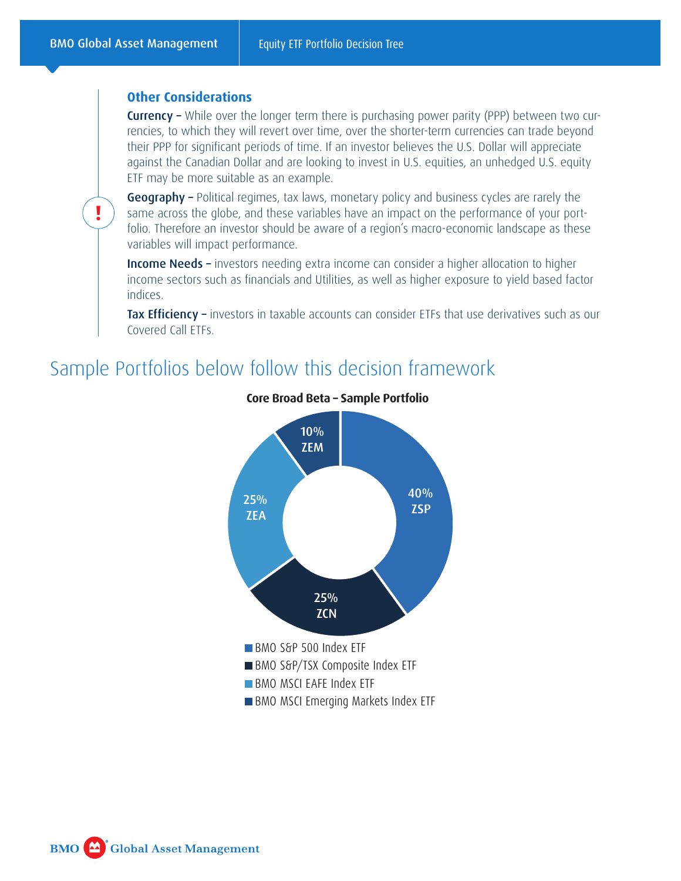### Other Considerations

**Currency –** While over the longer term there is purchasing power parity (PPP) between two currencies, to which they will revert over time, over the shorter-term currencies can trade beyond their PPP for significant periods of time. If an investor believes the U.S. Dollar will appreciate against the Canadian Dollar and are looking to invest in U.S. equities, an unhedged U.S. equity ETF may be more suitable as an example.

**Geography –** Political regimes, tax laws, monetary policy and business cycles are rarely the same across the globe, and these variables have an impact on the performance of your portfolio. Therefore an investor should be aware of a region's macro-economic landscape as these variables will impact performance.

**Income Needs –** investors needing extra income can consider a higher allocation to higher income sectors such as financials and Utilities, as well as higher exposure to yield based factor indices.

**Tax Efficiency –** investors in taxable accounts can consider ETFs that use derivatives such as our Covered Call ETFs.

## Sample Portfolios below follow this decision framework

**Core Broad Beta – Sample Portfolio**

| Allocation | Ticker | ETF |
|---|---|---|
| 40% | ZSP | BMO S&P 500 Index ETF |
| 25% | ZCN | BMO S&P/TSX Composite Index ETF |
| 25% | ZEA | BMO MSCI EAFE Index ETF |
| 10% | ZEM | BMO MSCI Emerging Markets Index ETF |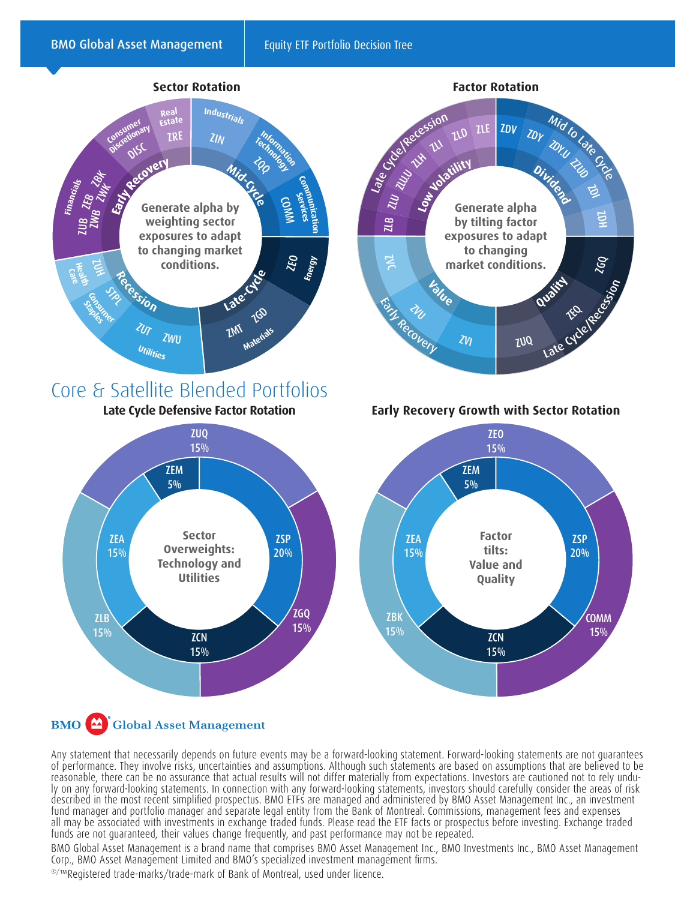BMO Global Asset Management | Equity ETF Portfolio Decision Tree

## Sector Rotation

Generate alpha by weighting sector exposures to adapt to changing market conditions.

Early Recovery
Financials ZUB ZWB ZEB ZWK ZBK
Consumer Discretionary DISC
Real Estate ZRE

Mid-Cycle
Industrials ZIN
Information Technology ZQQ
Communication Services COMM

Late-Cycle
Energy ZEO
Materials ZMT ZGD

Recession
Utilities ZUT ZWU
Consumer Staples STPL
Health Care ZUH

## Factor Rotation

Generate alpha by tilting factor exposures to adapt to changing market conditions.

Late Cycle/Recession
Low Volatility
ZLB ZLU ZLU.U ZLH ZLI ZLD ZLE

Mid to Late Cycle
Dividend
ZDV ZDY ZDY.U ZUD ZDI ZDH

Late Cycle/Recession
Quality
ZGQ ZEQ ZUQ

Early Recovery
Value
ZVI ZVU ZVC

# Core & Satellite Blended Portfolios

### Late Cycle Defensive Factor Rotation

Sector Overweights: Technology and Utilities

ZUQ 15%
ZEM 5%
ZSP 20%
ZGQ 15%
ZCN 15%
ZLB 15%
ZEA 15%

### Early Recovery Growth with Sector Rotation

Factor tilts: Value and Quality

ZEO 15%
ZEM 5%
ZSP 20%
COMM 15%
ZCN 15%
ZBK 15%
ZEA 15%

BMO Global Asset Management

Any statement that necessarily depends on future events may be a forward-looking statement. Forward-looking statements are not guarantees of performance. They involve risks, uncertainties and assumptions. Although such statements are based on assumptions that are believed to be reasonable, there can be no assurance that actual results will not differ materially from expectations. Investors are cautioned not to rely unduly on any forward-looking statements. In connection with any forward-looking statements, investors should carefully consider the areas of risk described in the most recent simplified prospectus. BMO ETFs are managed and administered by BMO Asset Management Inc., an investment fund manager and portfolio manager and separate legal entity from the Bank of Montreal. Commissions, management fees and expenses all may be associated with investments in exchange traded funds. Please read the ETF facts or prospectus before investing. Exchange traded funds are not guaranteed, their values change frequently, and past performance may not be repeated.

BMO Global Asset Management is a brand name that comprises BMO Asset Management Inc., BMO Investments Inc., BMO Asset Management Corp., BMO Asset Management Limited and BMO's specialized investment management firms.

®/™Registered trade-marks/trade-mark of Bank of Montreal, used under licence.